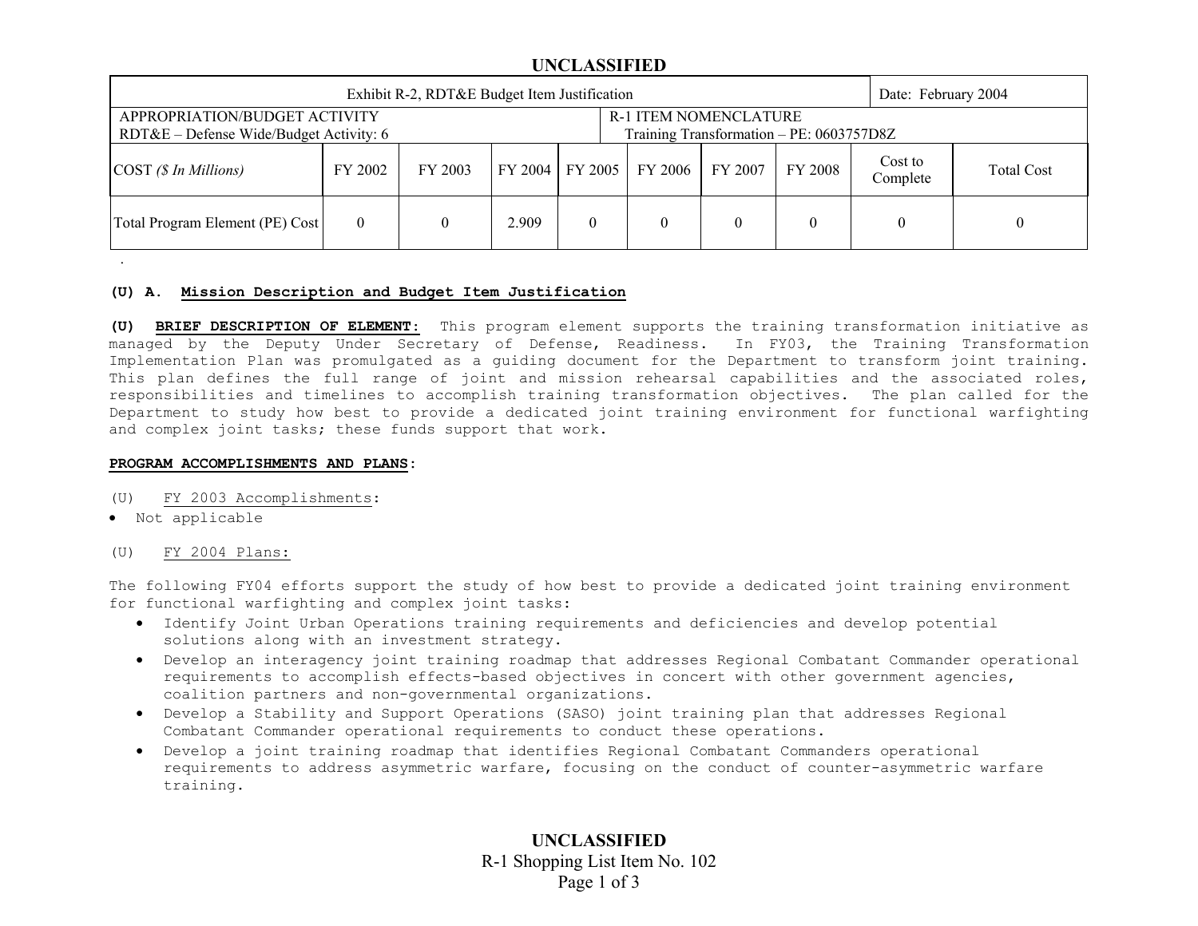**UNCLASSIFIED**

| Exhibit R-2, RDT&E Budget Item Justification | | | | | | | | | Date: February 2004 |
|---|---|---|---|---|---|---|---|---|---|
| APPROPRIATION/BUDGET ACTIVITY<br>RDT&E – Defense Wide/Budget Activity: 6 | | | | R-1 ITEM NOMENCLATURE<br>Training Transformation – PE: 0603757D8Z | | | | | |
| COST *($ In Millions)* | FY 2002 | FY 2003 | FY 2004 | FY 2005 | FY 2006 | FY 2007 | FY 2008 | Cost to Complete | Total Cost |
| Total Program Element (PE) Cost | 0 | 0 | 2.909 | 0 | 0 | 0 | 0 | 0 | 0 |

**(U) A. Mission Description and Budget Item Justification**

**(U) BRIEF DESCRIPTION OF ELEMENT:** This program element supports the training transformation initiative as managed by the Deputy Under Secretary of Defense, Readiness. In FY03, the Training Transformation Implementation Plan was promulgated as a guiding document for the Department to transform joint training. This plan defines the full range of joint and mission rehearsal capabilities and the associated roles, responsibilities and timelines to accomplish training transformation objectives. The plan called for the Department to study how best to provide a dedicated joint training environment for functional warfighting and complex joint tasks; these funds support that work.

**PROGRAM ACCOMPLISHMENTS AND PLANS:**

(U) FY 2003 Accomplishments:

- Not applicable

(U) FY 2004 Plans:

The following FY04 efforts support the study of how best to provide a dedicated joint training environment for functional warfighting and complex joint tasks:

- Identify Joint Urban Operations training requirements and deficiencies and develop potential solutions along with an investment strategy.
- Develop an interagency joint training roadmap that addresses Regional Combatant Commander operational requirements to accomplish effects-based objectives in concert with other government agencies, coalition partners and non-governmental organizations.
- Develop a Stability and Support Operations (SASO) joint training plan that addresses Regional Combatant Commander operational requirements to conduct these operations.
- Develop a joint training roadmap that identifies Regional Combatant Commanders operational requirements to address asymmetric warfare, focusing on the conduct of counter-asymmetric warfare training.

**UNCLASSIFIED**
R-1 Shopping List Item No. 102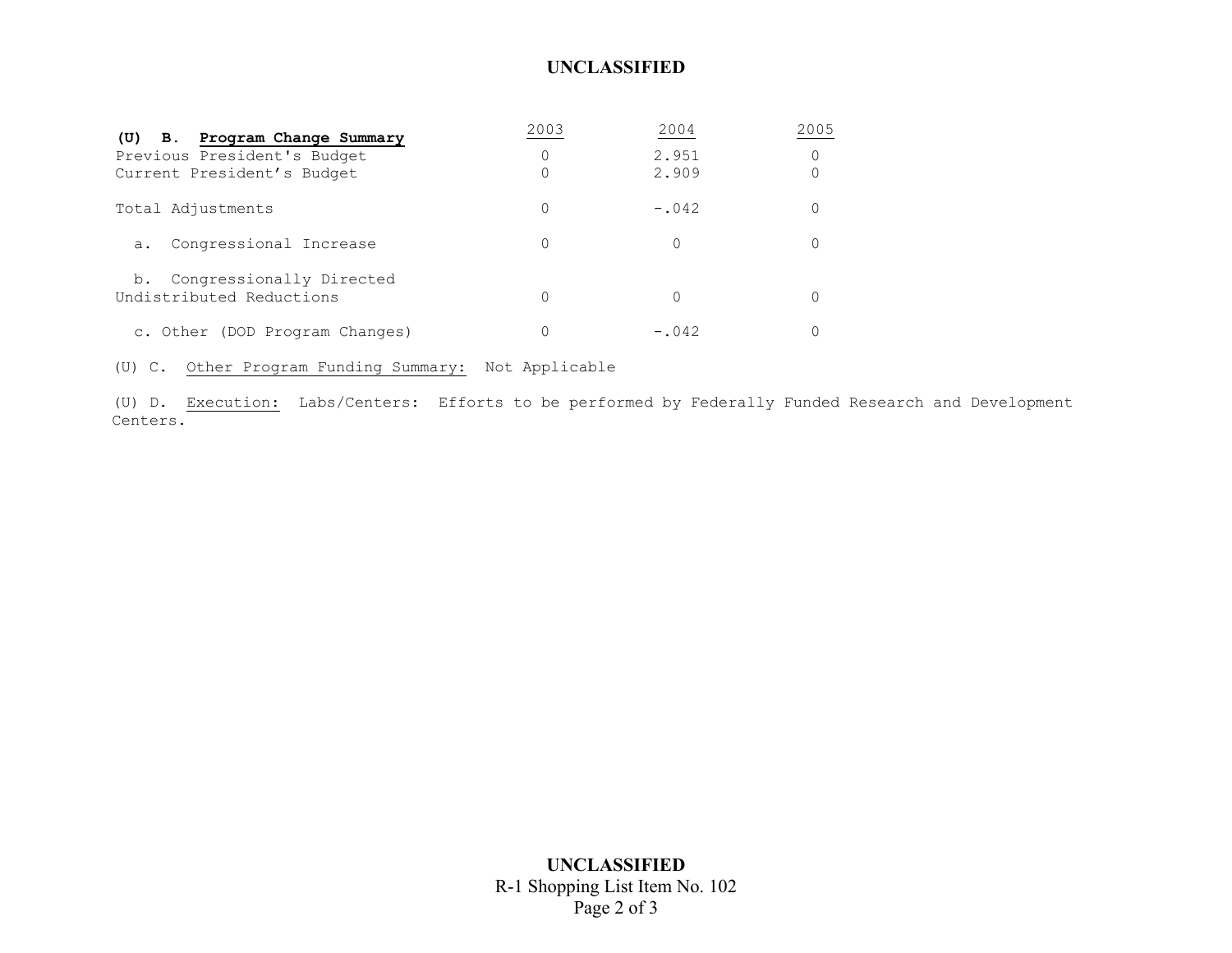| (U) B. **Program Change Summary** | 2003 | 2004 | 2005 |
|---|---|---|---|
| Previous President's Budget | 0 | 2.951 | 0 |
| Current President's Budget | 0 | 2.909 | 0 |
| Total Adjustments | 0 | -.042 | 0 |
| a. Congressional Increase | 0 | 0 | 0 |
| b. Congressionally Directed Undistributed Reductions | 0 | 0 | 0 |
| c. Other (DOD Program Changes) | 0 | -.042 | 0 |

(U) C. Other Program Funding Summary: Not Applicable

(U) D. Execution: Labs/Centers: Efforts to be performed by Federally Funded Research and Development Centers.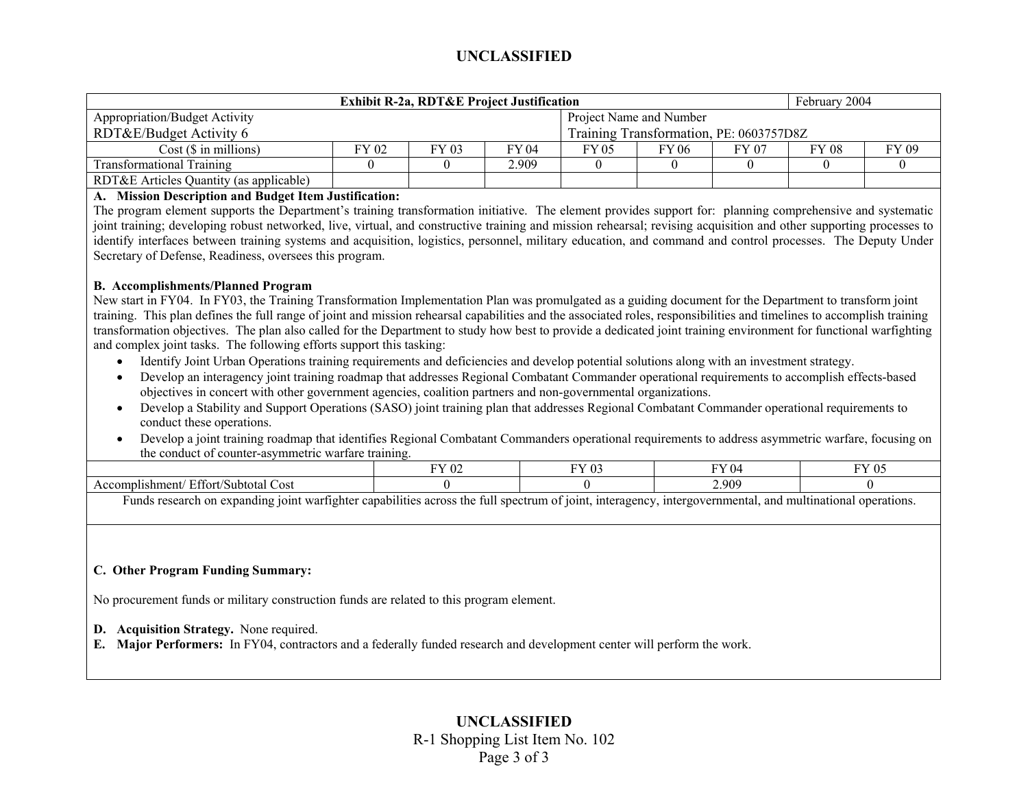| Exhibit R-2a, RDT&E Project Justification | | | | | | | | February 2004 |
|---|---|---|---|---|---|---|---|---|
| Appropriation/Budget Activity<br>RDT&E/Budget Activity 6 | | | | Project Name and Number<br>Training Transformation, PE: 0603757D8Z | | | | |
| Cost ($ in millions) | FY 02 | FY 03 | FY 04 | FY 05 | FY 06 | FY 07 | FY 08 | FY 09 |
| Transformational Training | 0 | 0 | 2.909 | 0 | 0 | 0 | 0 | 0 |
| RDT&E Articles Quantity (as applicable) | | | | | | | | |

**A. Mission Description and Budget Item Justification:**

The program element supports the Department's training transformation initiative. The element provides support for: planning comprehensive and systematic joint training; developing robust networked, live, virtual, and constructive training and mission rehearsal; revising acquisition and other supporting processes to identify interfaces between training systems and acquisition, logistics, personnel, military education, and command and control processes. The Deputy Under Secretary of Defense, Readiness, oversees this program.

**B. Accomplishments/Planned Program**

New start in FY04. In FY03, the Training Transformation Implementation Plan was promulgated as a guiding document for the Department to transform joint training. This plan defines the full range of joint and mission rehearsal capabilities and the associated roles, responsibilities and timelines to accomplish training transformation objectives. The plan also called for the Department to study how best to provide a dedicated joint training environment for functional warfighting and complex joint tasks. The following efforts support this tasking:

- Identify Joint Urban Operations training requirements and deficiencies and develop potential solutions along with an investment strategy.
- Develop an interagency joint training roadmap that addresses Regional Combatant Commander operational requirements to accomplish effects-based objectives in concert with other government agencies, coalition partners and non-governmental organizations.
- Develop a Stability and Support Operations (SASO) joint training plan that addresses Regional Combatant Commander operational requirements to conduct these operations.
- Develop a joint training roadmap that identifies Regional Combatant Commanders operational requirements to address asymmetric warfare, focusing on the conduct of counter-asymmetric warfare training.

| | FY 02 | FY 03 | FY 04 | FY 05 |
|---|---|---|---|---|
| Accomplishment/ Effort/Subtotal Cost | 0 | 0 | 2.909 | 0 |

Funds research on expanding joint warfighter capabilities across the full spectrum of joint, interagency, intergovernmental, and multinational operations.

**C. Other Program Funding Summary:**

No procurement funds or military construction funds are related to this program element.

**D. Acquisition Strategy.** None required.

**E. Major Performers:** In FY04, contractors and a federally funded research and development center will perform the work.

R-1 Shopping List Item No. 102